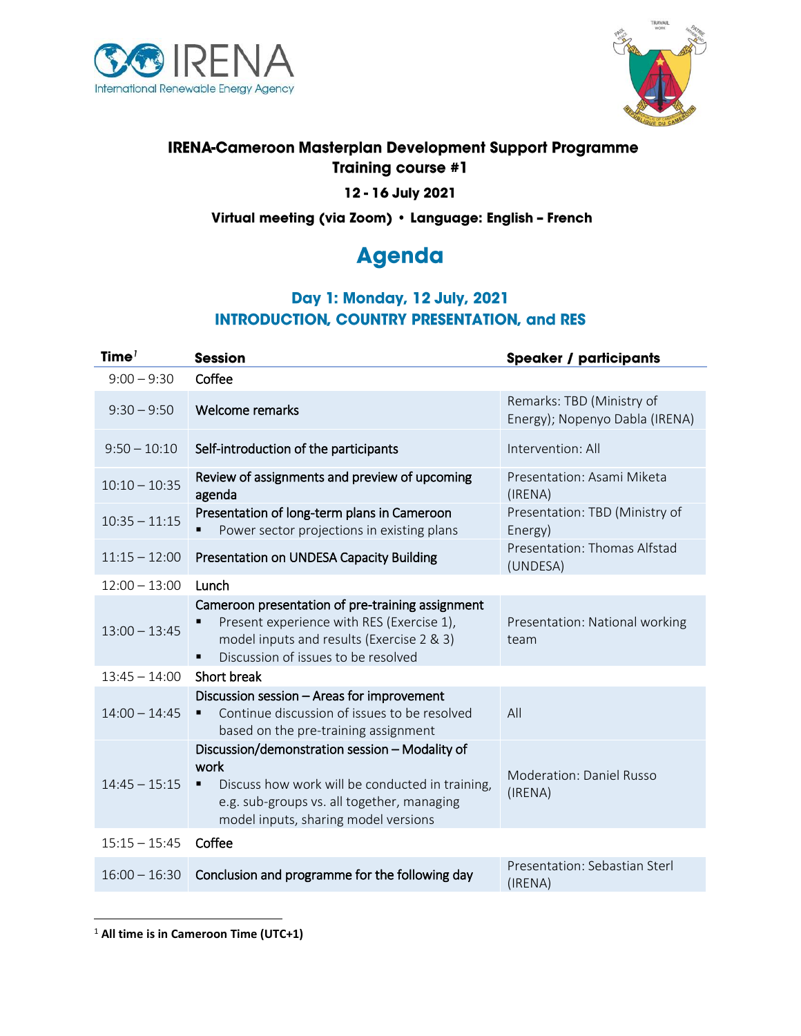# IRENA-Cameroon Masterplan Development Support Programme
## Training course #1

**12 - 16 July 2021**

**Virtual meeting (via Zoom) • Language: English – French**

# Agenda

## Day 1: Monday, 12 July, 2021
## INTRODUCTION, COUNTRY PRESENTATION, and RES

| Time[1] | Session | Speaker / participants |
|---|---|---|
| 9:00 – 9:30 | Coffee | |
| 9:30 – 9:50 | Welcome remarks | Remarks: TBD (Ministry of Energy); Nopenyo Dabla (IRENA) |
| 9:50 – 10:10 | Self-introduction of the participants | Intervention: All |
| 10:10 – 10:35 | Review of assignments and preview of upcoming agenda | Presentation: Asami Miketa (IRENA) |
| 10:35 – 11:15 | Presentation of long-term plans in Cameroon<br>▪ Power sector projections in existing plans | Presentation: TBD (Ministry of Energy) |
| 11:15 – 12:00 | Presentation on UNDESA Capacity Building | Presentation: Thomas Alfstad (UNDESA) |
| 12:00 – 13:00 | Lunch | |
| 13:00 – 13:45 | Cameroon presentation of pre-training assignment<br>▪ Present experience with RES (Exercise 1), model inputs and results (Exercise 2 & 3)<br>▪ Discussion of issues to be resolved | Presentation: National working team |
| 13:45 – 14:00 | Short break | |
| 14:00 – 14:45 | Discussion session – Areas for improvement<br>▪ Continue discussion of issues to be resolved based on the pre-training assignment | All |
| 14:45 – 15:15 | Discussion/demonstration session – Modality of work<br>▪ Discuss how work will be conducted in training, e.g. sub-groups vs. all together, managing model inputs, sharing model versions | Moderation: Daniel Russo (IRENA) |
| 15:15 – 15:45 | Coffee | |
| 16:00 – 16:30 | Conclusion and programme for the following day | Presentation: Sebastian Sterl (IRENA) |

[1] **All time is in Cameroon Time (UTC+1)**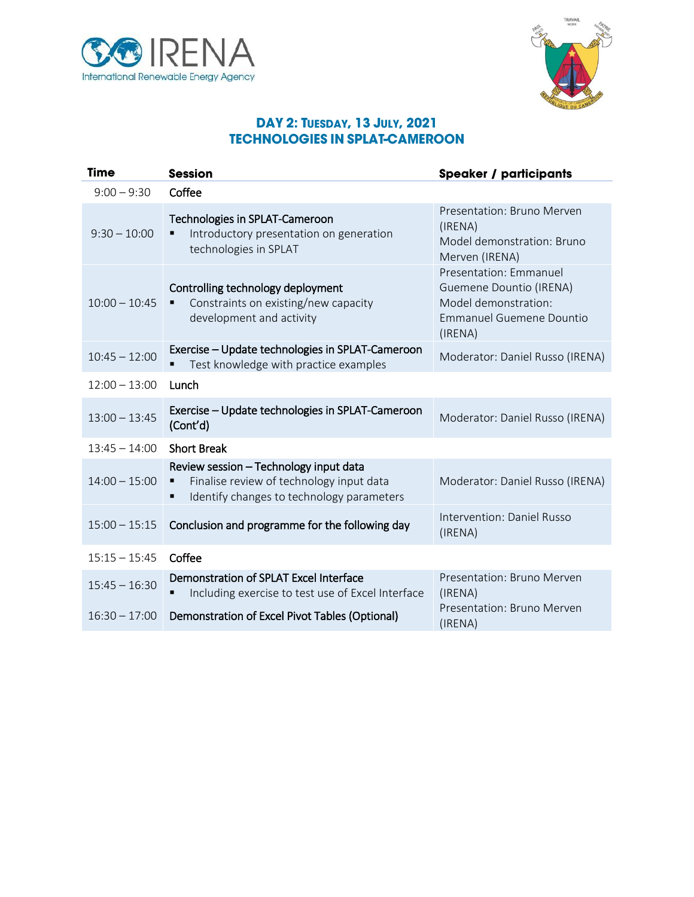## DAY 2: TUESDAY, 13 JULY, 2021
## TECHNOLOGIES IN SPLAT-CAMEROON

| Time | Session | Speaker / participants |
|---|---|---|
| 9:00 – 9:30 | Coffee | |
| 9:30 – 10:00 | Technologies in SPLAT-Cameroon<br>▪ Introductory presentation on generation technologies in SPLAT | Presentation: Bruno Merven (IRENA)<br>Model demonstration: Bruno Merven (IRENA) |
| 10:00 – 10:45 | Controlling technology deployment<br>▪ Constraints on existing/new capacity development and activity | Presentation: Emmanuel Guemene Dountio (IRENA)<br>Model demonstration: Emmanuel Guemene Dountio (IRENA) |
| 10:45 – 12:00 | Exercise – Update technologies in SPLAT-Cameroon<br>▪ Test knowledge with practice examples | Moderator: Daniel Russo (IRENA) |
| 12:00 – 13:00 | Lunch | |
| 13:00 – 13:45 | Exercise – Update technologies in SPLAT-Cameroon (Cont'd) | Moderator: Daniel Russo (IRENA) |
| 13:45 – 14:00 | Short Break | |
| 14:00 – 15:00 | Review session – Technology input data<br>▪ Finalise review of technology input data<br>▪ Identify changes to technology parameters | Moderator: Daniel Russo (IRENA) |
| 15:00 – 15:15 | Conclusion and programme for the following day | Intervention: Daniel Russo (IRENA) |
| 15:15 – 15:45 | Coffee | |
| 15:45 – 16:30 | Demonstration of SPLAT Excel Interface<br>▪ Including exercise to test use of Excel Interface | Presentation: Bruno Merven (IRENA) |
| 16:30 – 17:00 | Demonstration of Excel Pivot Tables (Optional) | Presentation: Bruno Merven (IRENA) |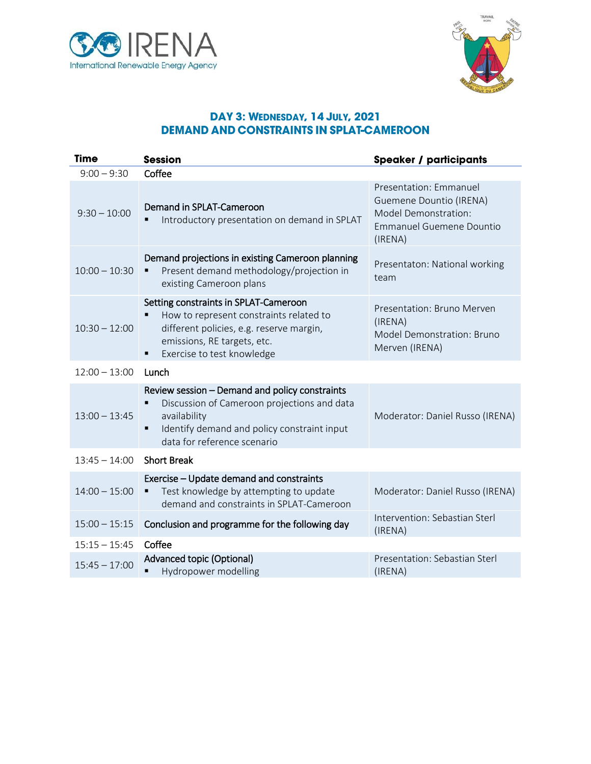## DAY 3: WEDNESDAY, 14 JULY, 2021
## DEMAND AND CONSTRAINTS IN SPLAT-CAMEROON

| Time | Session | Speaker / participants |
|---|---|---|
| 9:00 – 9:30 | Coffee | |
| 9:30 – 10:00 | Demand in SPLAT-Cameroon<br>▪ Introductory presentation on demand in SPLAT | Presentation: Emmanuel Guemene Dountio (IRENA)<br>Model Demonstration: Emmanuel Guemene Dountio (IRENA) |
| 10:00 – 10:30 | Demand projections in existing Cameroon planning<br>▪ Present demand methodology/projection in existing Cameroon plans | Presentaton: National working team |
| 10:30 – 12:00 | Setting constraints in SPLAT-Cameroon<br>▪ How to represent constraints related to different policies, e.g. reserve margin, emissions, RE targets, etc.<br>▪ Exercise to test knowledge | Presentation: Bruno Merven (IRENA)<br>Model Demonstration: Bruno Merven (IRENA) |
| 12:00 – 13:00 | Lunch | |
| 13:00 – 13:45 | Review session – Demand and policy constraints<br>▪ Discussion of Cameroon projections and data availability<br>▪ Identify demand and policy constraint input data for reference scenario | Moderator: Daniel Russo (IRENA) |
| 13:45 – 14:00 | Short Break | |
| 14:00 – 15:00 | Exercise – Update demand and constraints<br>▪ Test knowledge by attempting to update demand and constraints in SPLAT-Cameroon | Moderator: Daniel Russo (IRENA) |
| 15:00 – 15:15 | Conclusion and programme for the following day | Intervention: Sebastian Sterl (IRENA) |
| 15:15 – 15:45 | Coffee | |
| 15:45 – 17:00 | Advanced topic (Optional)<br>▪ Hydropower modelling | Presentation: Sebastian Sterl (IRENA) |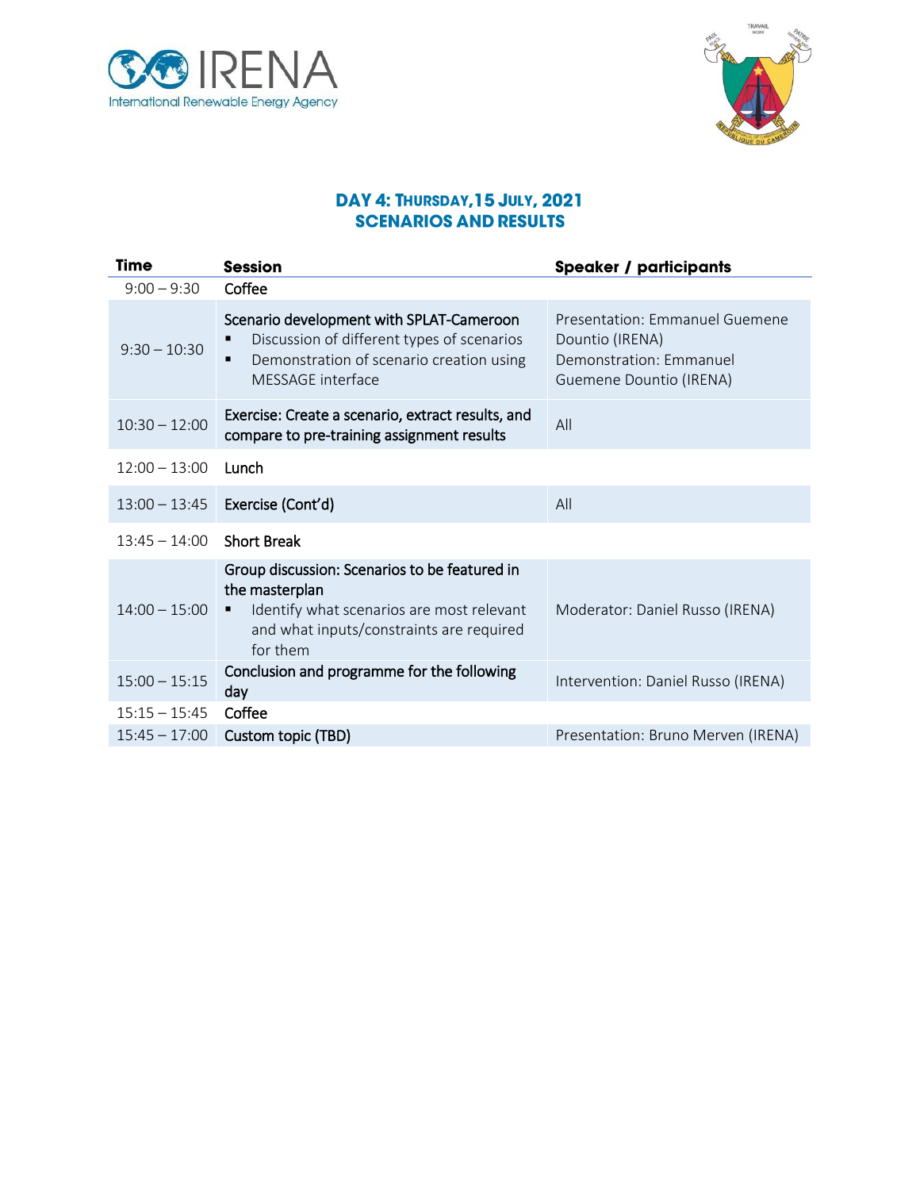## DAY 4: THURSDAY, 15 JULY, 2021
## SCENARIOS AND RESULTS

| Time | Session | Speaker / participants |
|---|---|---|
| 9:00 – 9:30 | Coffee | |
| 9:30 – 10:30 | Scenario development with SPLAT-Cameroon<br>▪ Discussion of different types of scenarios<br>▪ Demonstration of scenario creation using MESSAGE interface | Presentation: Emmanuel Guemene Dountio (IRENA)<br>Demonstration: Emmanuel Guemene Dountio (IRENA) |
| 10:30 – 12:00 | Exercise: Create a scenario, extract results, and compare to pre-training assignment results | All |
| 12:00 – 13:00 | Lunch | |
| 13:00 – 13:45 | Exercise (Cont'd) | All |
| 13:45 – 14:00 | Short Break | |
| 14:00 – 15:00 | Group discussion: Scenarios to be featured in the masterplan<br>▪ Identify what scenarios are most relevant and what inputs/constraints are required for them | Moderator: Daniel Russo (IRENA) |
| 15:00 – 15:15 | Conclusion and programme for the following day | Intervention: Daniel Russo (IRENA) |
| 15:15 – 15:45 | Coffee | |
| 15:45 – 17:00 | Custom topic (TBD) | Presentation: Bruno Merven (IRENA) |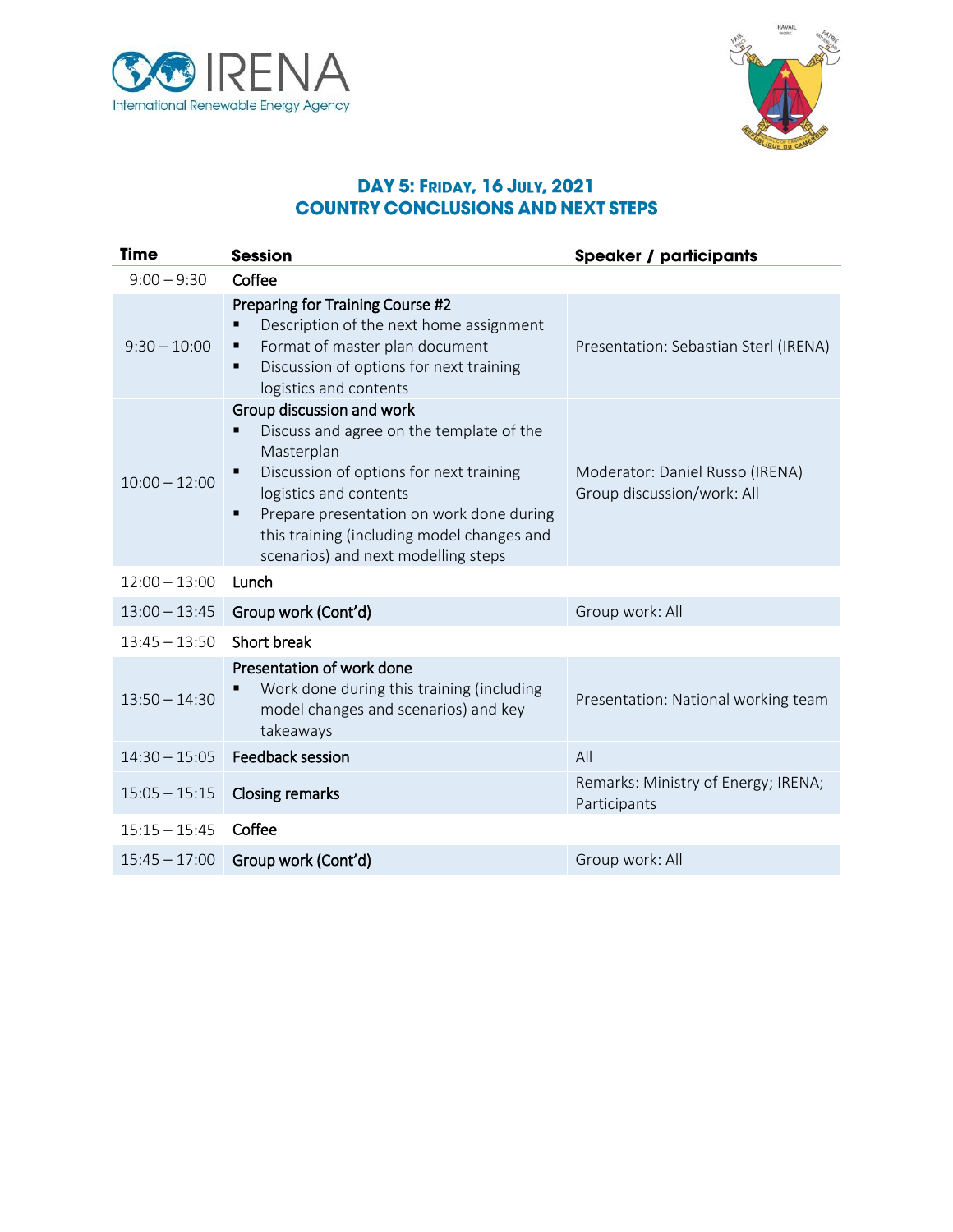## DAY 5: FRIDAY, 16 JULY, 2021
## COUNTRY CONCLUSIONS AND NEXT STEPS

| Time | Session | Speaker / participants |
|---|---|---|
| 9:00 – 9:30 | Coffee | |
| 9:30 – 10:00 | Preparing for Training Course #2<br>▪ Description of the next home assignment<br>▪ Format of master plan document<br>▪ Discussion of options for next training logistics and contents | Presentation: Sebastian Sterl (IRENA) |
| 10:00 – 12:00 | Group discussion and work<br>▪ Discuss and agree on the template of the Masterplan<br>▪ Discussion of options for next training logistics and contents<br>▪ Prepare presentation on work done during this training (including model changes and scenarios) and next modelling steps | Moderator: Daniel Russo (IRENA)<br>Group discussion/work: All |
| 12:00 – 13:00 | Lunch | |
| 13:00 – 13:45 | Group work (Cont'd) | Group work: All |
| 13:45 – 13:50 | Short break | |
| 13:50 – 14:30 | Presentation of work done<br>▪ Work done during this training (including model changes and scenarios) and key takeaways | Presentation: National working team |
| 14:30 – 15:05 | Feedback session | All |
| 15:05 – 15:15 | Closing remarks | Remarks: Ministry of Energy; IRENA; Participants |
| 15:15 – 15:45 | Coffee | |
| 15:45 – 17:00 | Group work (Cont'd) | Group work: All |